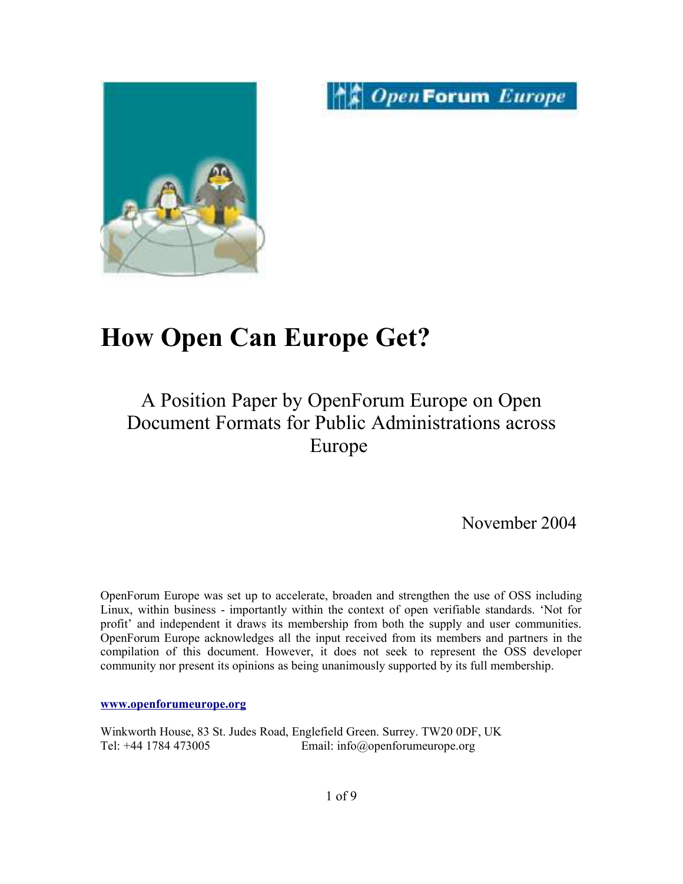# How Open Can Europe Get?

## A Position Paper by OpenForum Europe on Open Document Formats for Public Administrations across Europe

November 2004

OpenForum Europe was set up to accelerate, broaden and strengthen the use of OSS including Linux, within business - importantly within the context of open verifiable standards. 'Not for profit' and independent it draws its membership from both the supply and user communities. OpenForum Europe acknowledges all the input received from its members and partners in the compilation of this document. However, it does not seek to represent the OSS developer community nor present its opinions as being unanimously supported by its full membership.

**www.openforumeurope.org**

Winkworth House, 83 St. Judes Road, Englefield Green. Surrey. TW20 0DF, UK
Tel: +44 1784 473005 Email: info@openforumeurope.org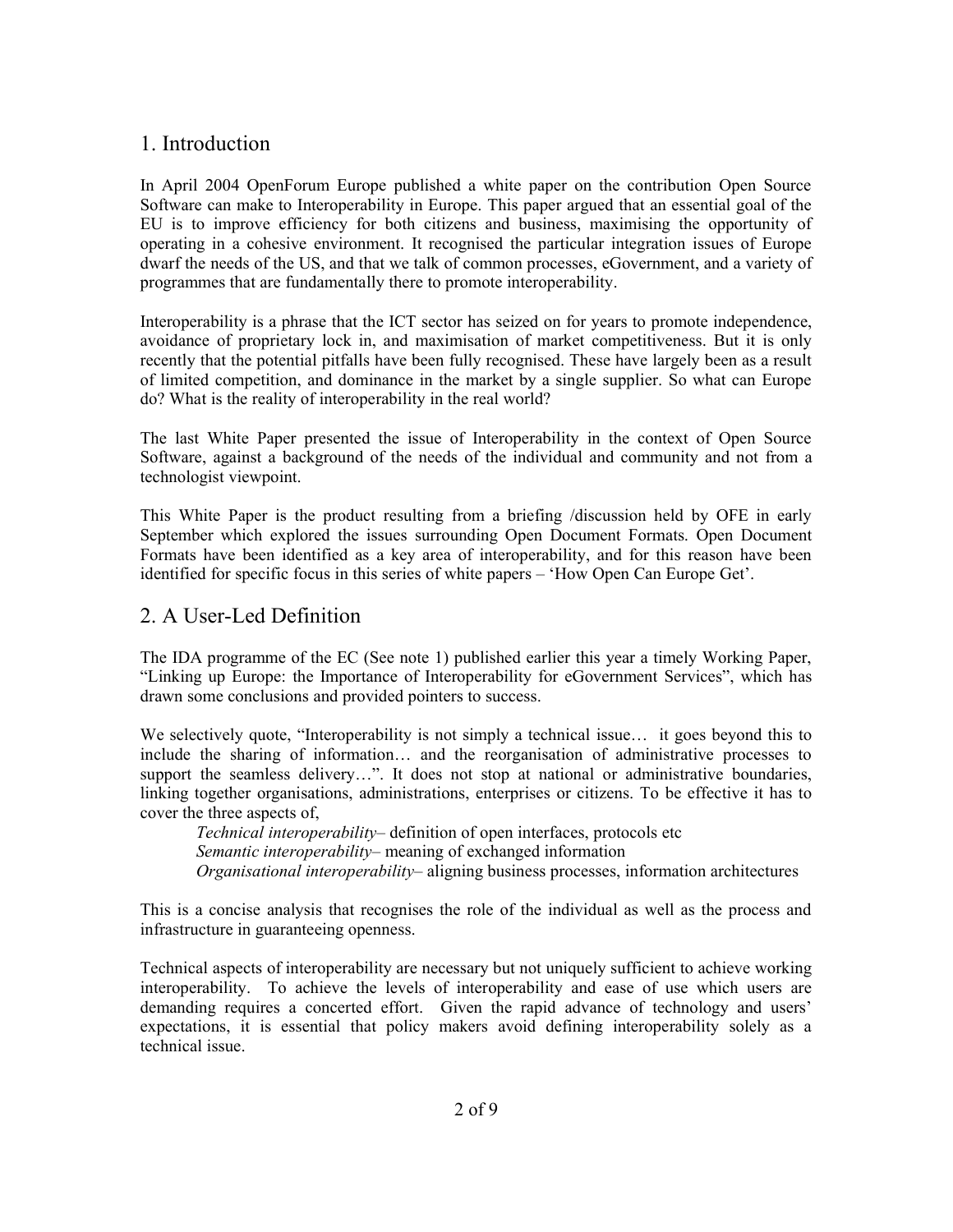## 1. Introduction

In April 2004 OpenForum Europe published a white paper on the contribution Open Source Software can make to Interoperability in Europe. This paper argued that an essential goal of the EU is to improve efficiency for both citizens and business, maximising the opportunity of operating in a cohesive environment. It recognised the particular integration issues of Europe dwarf the needs of the US, and that we talk of common processes, eGovernment, and a variety of programmes that are fundamentally there to promote interoperability.

Interoperability is a phrase that the ICT sector has seized on for years to promote independence, avoidance of proprietary lock in, and maximisation of market competitiveness. But it is only recently that the potential pitfalls have been fully recognised. These have largely been as a result of limited competition, and dominance in the market by a single supplier. So what can Europe do? What is the reality of interoperability in the real world?

The last White Paper presented the issue of Interoperability in the context of Open Source Software, against a background of the needs of the individual and community and not from a technologist viewpoint.

This White Paper is the product resulting from a briefing /discussion held by OFE in early September which explored the issues surrounding Open Document Formats. Open Document Formats have been identified as a key area of interoperability, and for this reason have been identified for specific focus in this series of white papers – 'How Open Can Europe Get'.

## 2. A User-Led Definition

The IDA programme of the EC (See note 1) published earlier this year a timely Working Paper, "Linking up Europe: the Importance of Interoperability for eGovernment Services", which has drawn some conclusions and provided pointers to success.

We selectively quote, "Interoperability is not simply a technical issue… it goes beyond this to include the sharing of information… and the reorganisation of administrative processes to support the seamless delivery…". It does not stop at national or administrative boundaries, linking together organisations, administrations, enterprises or citizens. To be effective it has to cover the three aspects of,

*Technical interoperability*– definition of open interfaces, protocols etc
*Semantic interoperability*– meaning of exchanged information
*Organisational interoperability*– aligning business processes, information architectures

This is a concise analysis that recognises the role of the individual as well as the process and infrastructure in guaranteeing openness.

Technical aspects of interoperability are necessary but not uniquely sufficient to achieve working interoperability. To achieve the levels of interoperability and ease of use which users are demanding requires a concerted effort. Given the rapid advance of technology and users' expectations, it is essential that policy makers avoid defining interoperability solely as a technical issue.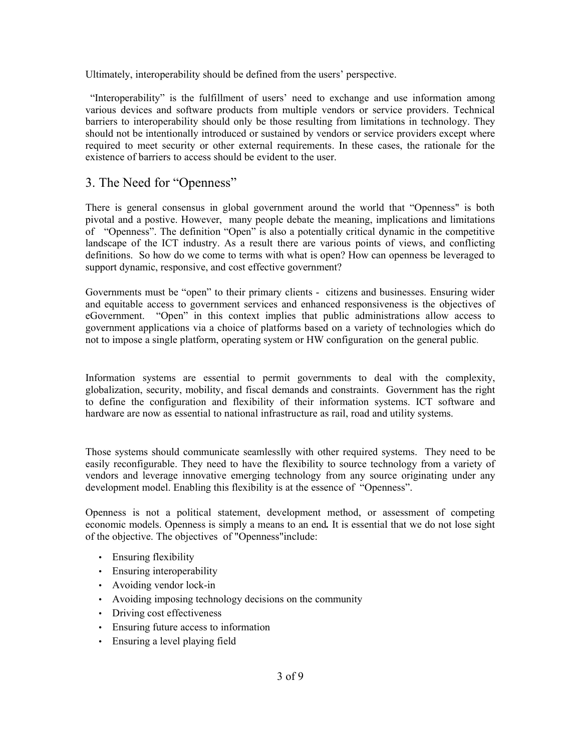Ultimately, interoperability should be defined from the users' perspective.

"Interoperability" is the fulfillment of users' need to exchange and use information among various devices and software products from multiple vendors or service providers. Technical barriers to interoperability should only be those resulting from limitations in technology. They should not be intentionally introduced or sustained by vendors or service providers except where required to meet security or other external requirements. In these cases, the rationale for the existence of barriers to access should be evident to the user.

## 3. The Need for "Openness"

There is general consensus in global government around the world that "Openness" is both pivotal and a postive. However, many people debate the meaning, implications and limitations of "Openness". The definition "Open" is also a potentially critical dynamic in the competitive landscape of the ICT industry. As a result there are various points of views, and conflicting definitions. So how do we come to terms with what is open? How can openness be leveraged to support dynamic, responsive, and cost effective government?

Governments must be "open" to their primary clients - citizens and businesses. Ensuring wider and equitable access to government services and enhanced responsiveness is the objectives of eGovernment. "Open" in this context implies that public administrations allow access to government applications via a choice of platforms based on a variety of technologies which do not to impose a single platform, operating system or HW configuration on the general public.

Information systems are essential to permit governments to deal with the complexity, globalization, security, mobility, and fiscal demands and constraints. Government has the right to define the configuration and flexibility of their information systems. ICT software and hardware are now as essential to national infrastructure as rail, road and utility systems.

Those systems should communicate seamlesslly with other required systems. They need to be easily reconfigurable. They need to have the flexibility to source technology from a variety of vendors and leverage innovative emerging technology from any source originating under any development model. Enabling this flexibility is at the essence of "Openness".

Openness is not a political statement, development method, or assessment of competing economic models. Openness is simply a means to an end**.** It is essential that we do not lose sight of the objective. The objectives of "Openness"include:

- Ensuring flexibility
- Ensuring interoperability
- Avoiding vendor lock-in
- Avoiding imposing technology decisions on the community
- Driving cost effectiveness
- Ensuring future access to information
- Ensuring a level playing field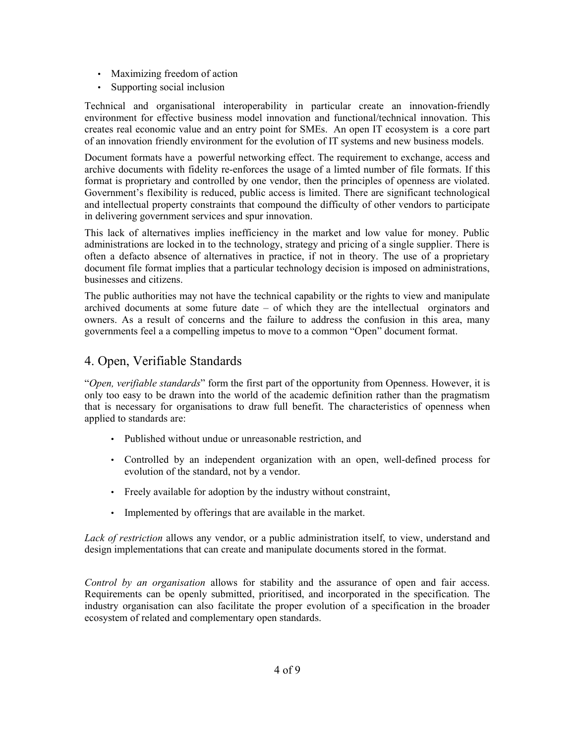- Maximizing freedom of action
- Supporting social inclusion

Technical and organisational interoperability in particular create an innovation-friendly environment for effective business model innovation and functional/technical innovation. This creates real economic value and an entry point for SMEs. An open IT ecosystem is a core part of an innovation friendly environment for the evolution of IT systems and new business models.

Document formats have a powerful networking effect. The requirement to exchange, access and archive documents with fidelity re-enforces the usage of a limted number of file formats. If this format is proprietary and controlled by one vendor, then the principles of openness are violated. Government's flexibility is reduced, public access is limited. There are significant technological and intellectual property constraints that compound the difficulty of other vendors to participate in delivering government services and spur innovation.

This lack of alternatives implies inefficiency in the market and low value for money. Public administrations are locked in to the technology, strategy and pricing of a single supplier. There is often a defacto absence of alternatives in practice, if not in theory. The use of a proprietary document file format implies that a particular technology decision is imposed on administrations, businesses and citizens.

The public authorities may not have the technical capability or the rights to view and manipulate archived documents at some future date – of which they are the intellectual orginators and owners. As a result of concerns and the failure to address the confusion in this area, many governments feel a a compelling impetus to move to a common "Open" document format.

## 4. Open, Verifiable Standards

"*Open, verifiable standards*" form the first part of the opportunity from Openness. However, it is only too easy to be drawn into the world of the academic definition rather than the pragmatism that is necessary for organisations to draw full benefit. The characteristics of openness when applied to standards are:

- Published without undue or unreasonable restriction, and
- Controlled by an independent organization with an open, well-defined process for evolution of the standard, not by a vendor.
- Freely available for adoption by the industry without constraint,
- Implemented by offerings that are available in the market.

*Lack of restriction* allows any vendor, or a public administration itself, to view, understand and design implementations that can create and manipulate documents stored in the format.

*Control by an organisation* allows for stability and the assurance of open and fair access. Requirements can be openly submitted, prioritised, and incorporated in the specification. The industry organisation can also facilitate the proper evolution of a specification in the broader ecosystem of related and complementary open standards.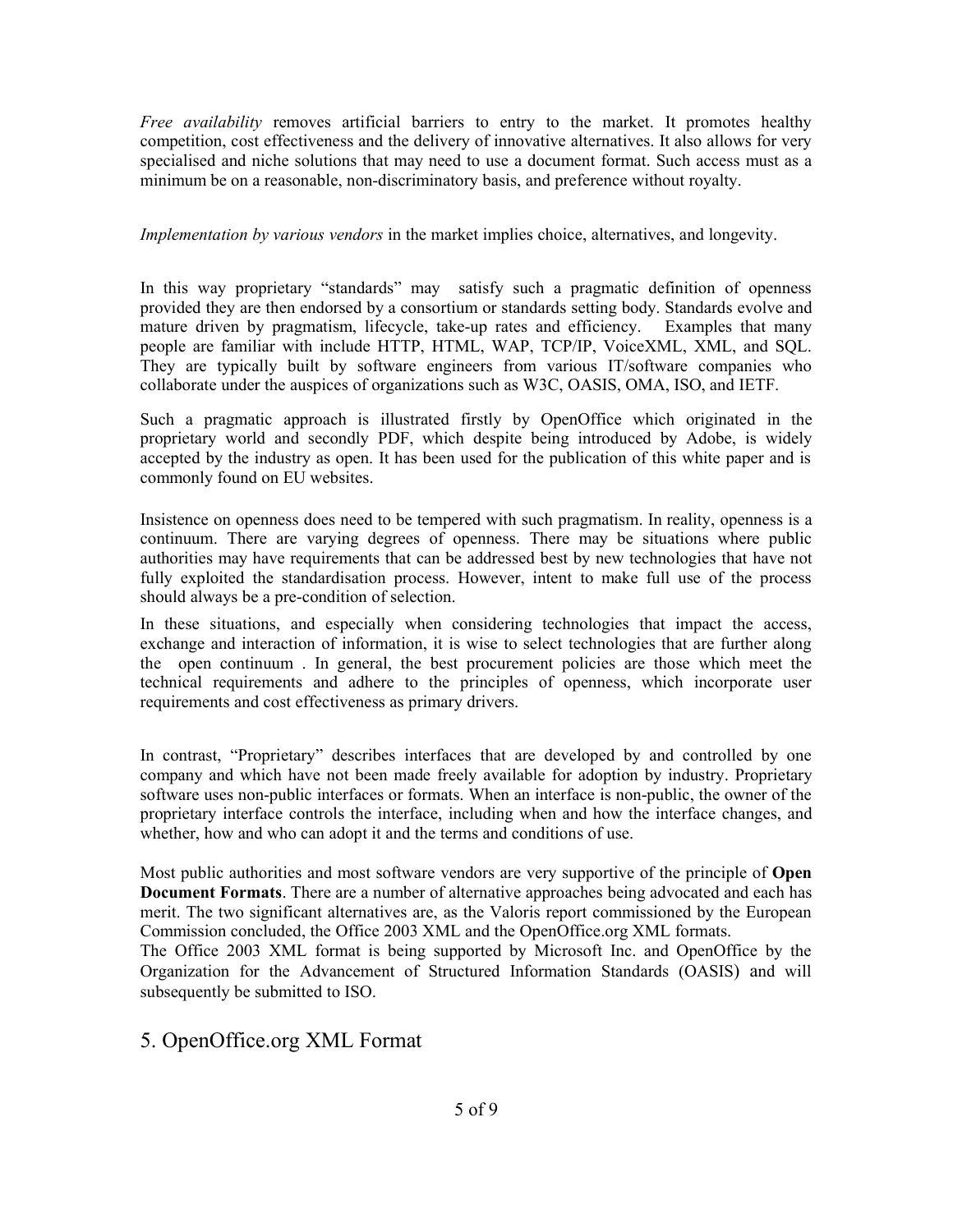*Free availability* removes artificial barriers to entry to the market. It promotes healthy competition, cost effectiveness and the delivery of innovative alternatives. It also allows for very specialised and niche solutions that may need to use a document format. Such access must as a minimum be on a reasonable, non-discriminatory basis, and preference without royalty.

*Implementation by various vendors* in the market implies choice, alternatives, and longevity.

In this way proprietary "standards" may satisfy such a pragmatic definition of openness provided they are then endorsed by a consortium or standards setting body. Standards evolve and mature driven by pragmatism, lifecycle, take-up rates and efficiency. Examples that many people are familiar with include HTTP, HTML, WAP, TCP/IP, VoiceXML, XML, and SQL. They are typically built by software engineers from various IT/software companies who collaborate under the auspices of organizations such as W3C, OASIS, OMA, ISO, and IETF.

Such a pragmatic approach is illustrated firstly by OpenOffice which originated in the proprietary world and secondly PDF, which despite being introduced by Adobe, is widely accepted by the industry as open. It has been used for the publication of this white paper and is commonly found on EU websites.

Insistence on openness does need to be tempered with such pragmatism. In reality, openness is a continuum. There are varying degrees of openness. There may be situations where public authorities may have requirements that can be addressed best by new technologies that have not fully exploited the standardisation process. However, intent to make full use of the process should always be a pre-condition of selection.

In these situations, and especially when considering technologies that impact the access, exchange and interaction of information, it is wise to select technologies that are further along the open continuum . In general, the best procurement policies are those which meet the technical requirements and adhere to the principles of openness, which incorporate user requirements and cost effectiveness as primary drivers.

In contrast, "Proprietary" describes interfaces that are developed by and controlled by one company and which have not been made freely available for adoption by industry. Proprietary software uses non-public interfaces or formats. When an interface is non-public, the owner of the proprietary interface controls the interface, including when and how the interface changes, and whether, how and who can adopt it and the terms and conditions of use.

Most public authorities and most software vendors are very supportive of the principle of **Open Document Formats**. There are a number of alternative approaches being advocated and each has merit. The two significant alternatives are, as the Valoris report commissioned by the European Commission concluded, the Office 2003 XML and the OpenOffice.org XML formats.
The Office 2003 XML format is being supported by Microsoft Inc. and OpenOffice by the Organization for the Advancement of Structured Information Standards (OASIS) and will subsequently be submitted to ISO.

## 5. OpenOffice.org XML Format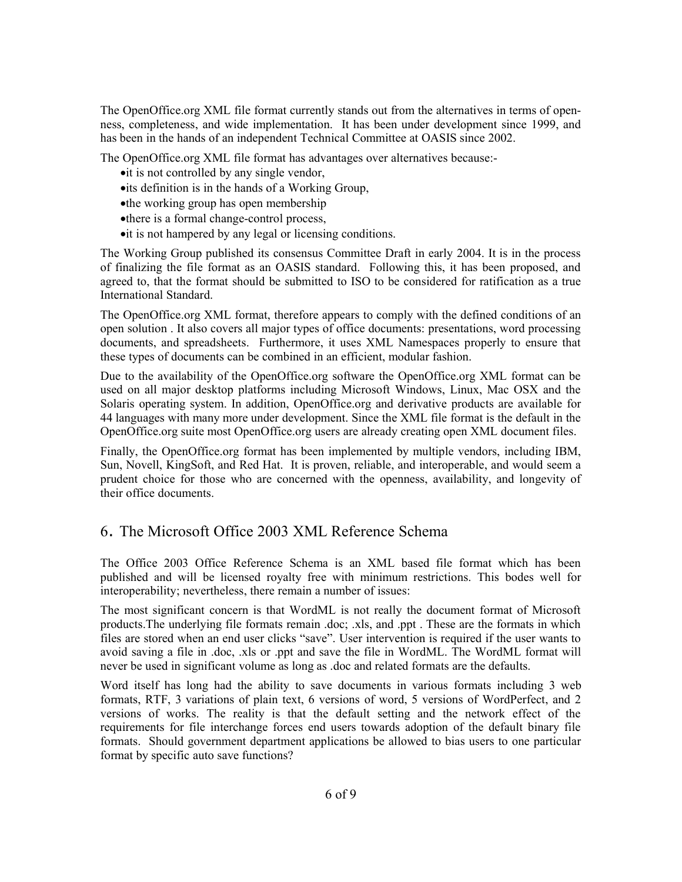The OpenOffice.org XML file format currently stands out from the alternatives in terms of openness, completeness, and wide implementation. It has been under development since 1999, and has been in the hands of an independent Technical Committee at OASIS since 2002.

The OpenOffice.org XML file format has advantages over alternatives because:-

- it is not controlled by any single vendor,
- its definition is in the hands of a Working Group,
- the working group has open membership
- there is a formal change-control process,
- it is not hampered by any legal or licensing conditions.

The Working Group published its consensus Committee Draft in early 2004. It is in the process of finalizing the file format as an OASIS standard. Following this, it has been proposed, and agreed to, that the format should be submitted to ISO to be considered for ratification as a true International Standard.

The OpenOffice.org XML format, therefore appears to comply with the defined conditions of an open solution . It also covers all major types of office documents: presentations, word processing documents, and spreadsheets. Furthermore, it uses XML Namespaces properly to ensure that these types of documents can be combined in an efficient, modular fashion.

Due to the availability of the OpenOffice.org software the OpenOffice.org XML format can be used on all major desktop platforms including Microsoft Windows, Linux, Mac OSX and the Solaris operating system. In addition, OpenOffice.org and derivative products are available for 44 languages with many more under development. Since the XML file format is the default in the OpenOffice.org suite most OpenOffice.org users are already creating open XML document files.

Finally, the OpenOffice.org format has been implemented by multiple vendors, including IBM, Sun, Novell, KingSoft, and Red Hat. It is proven, reliable, and interoperable, and would seem a prudent choice for those who are concerned with the openness, availability, and longevity of their office documents.

## 6. The Microsoft Office 2003 XML Reference Schema

The Office 2003 Office Reference Schema is an XML based file format which has been published and will be licensed royalty free with minimum restrictions. This bodes well for interoperability; nevertheless, there remain a number of issues:

The most significant concern is that WordML is not really the document format of Microsoft products.The underlying file formats remain .doc; .xls, and .ppt . These are the formats in which files are stored when an end user clicks "save". User intervention is required if the user wants to avoid saving a file in .doc, .xls or .ppt and save the file in WordML. The WordML format will never be used in significant volume as long as .doc and related formats are the defaults.

Word itself has long had the ability to save documents in various formats including 3 web formats, RTF, 3 variations of plain text, 6 versions of word, 5 versions of WordPerfect, and 2 versions of works. The reality is that the default setting and the network effect of the requirements for file interchange forces end users towards adoption of the default binary file formats. Should government department applications be allowed to bias users to one particular format by specific auto save functions?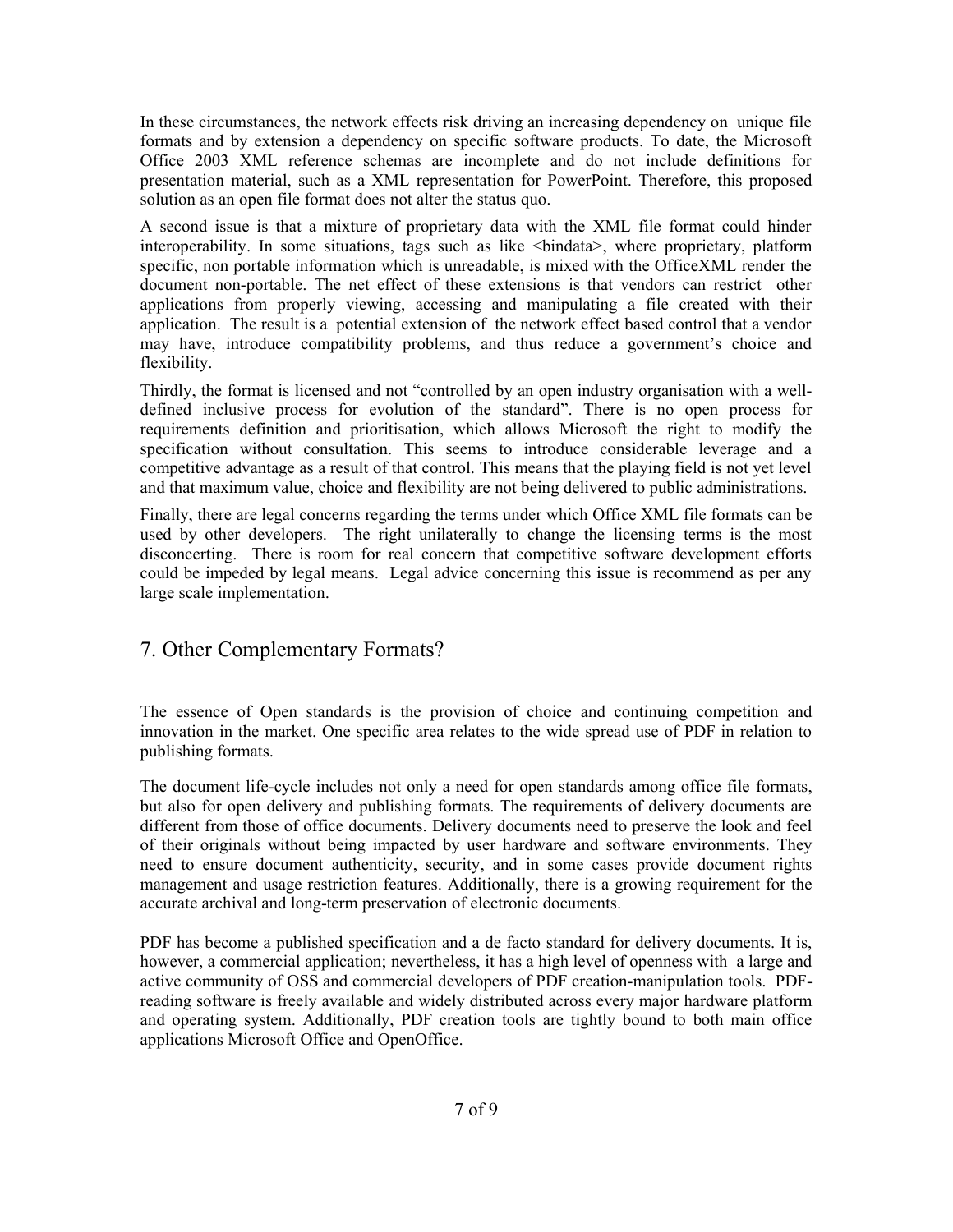In these circumstances, the network effects risk driving an increasing dependency on unique file formats and by extension a dependency on specific software products. To date, the Microsoft Office 2003 XML reference schemas are incomplete and do not include definitions for presentation material, such as a XML representation for PowerPoint. Therefore, this proposed solution as an open file format does not alter the status quo.

A second issue is that a mixture of proprietary data with the XML file format could hinder interoperability. In some situations, tags such as like <bindata>, where proprietary, platform specific, non portable information which is unreadable, is mixed with the OfficeXML render the document non-portable. The net effect of these extensions is that vendors can restrict other applications from properly viewing, accessing and manipulating a file created with their application. The result is a potential extension of the network effect based control that a vendor may have, introduce compatibility problems, and thus reduce a government's choice and flexibility.

Thirdly, the format is licensed and not "controlled by an open industry organisation with a well-defined inclusive process for evolution of the standard". There is no open process for requirements definition and prioritisation, which allows Microsoft the right to modify the specification without consultation. This seems to introduce considerable leverage and a competitive advantage as a result of that control. This means that the playing field is not yet level and that maximum value, choice and flexibility are not being delivered to public administrations.

Finally, there are legal concerns regarding the terms under which Office XML file formats can be used by other developers. The right unilaterally to change the licensing terms is the most disconcerting. There is room for real concern that competitive software development efforts could be impeded by legal means. Legal advice concerning this issue is recommend as per any large scale implementation.

## 7. Other Complementary Formats?

The essence of Open standards is the provision of choice and continuing competition and innovation in the market. One specific area relates to the wide spread use of PDF in relation to publishing formats.

The document life-cycle includes not only a need for open standards among office file formats, but also for open delivery and publishing formats. The requirements of delivery documents are different from those of office documents. Delivery documents need to preserve the look and feel of their originals without being impacted by user hardware and software environments. They need to ensure document authenticity, security, and in some cases provide document rights management and usage restriction features. Additionally, there is a growing requirement for the accurate archival and long-term preservation of electronic documents.

PDF has become a published specification and a de facto standard for delivery documents. It is, however, a commercial application; nevertheless, it has a high level of openness with a large and active community of OSS and commercial developers of PDF creation-manipulation tools. PDF-reading software is freely available and widely distributed across every major hardware platform and operating system. Additionally, PDF creation tools are tightly bound to both main office applications Microsoft Office and OpenOffice.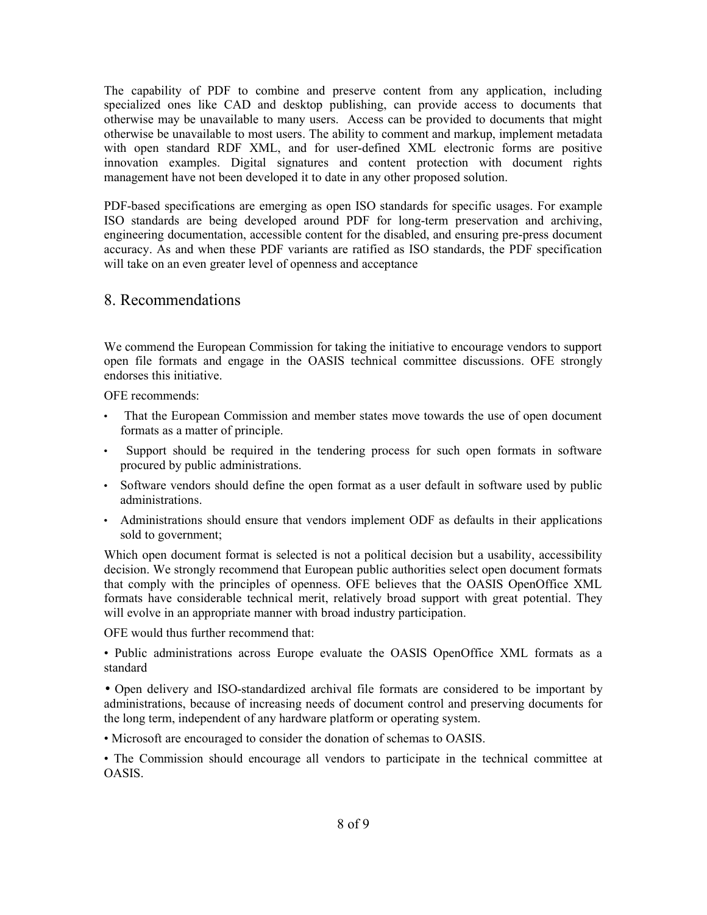The capability of PDF to combine and preserve content from any application, including specialized ones like CAD and desktop publishing, can provide access to documents that otherwise may be unavailable to many users. Access can be provided to documents that might otherwise be unavailable to most users. The ability to comment and markup, implement metadata with open standard RDF XML, and for user-defined XML electronic forms are positive innovation examples. Digital signatures and content protection with document rights management have not been developed it to date in any other proposed solution.

PDF-based specifications are emerging as open ISO standards for specific usages. For example ISO standards are being developed around PDF for long-term preservation and archiving, engineering documentation, accessible content for the disabled, and ensuring pre-press document accuracy. As and when these PDF variants are ratified as ISO standards, the PDF specification will take on an even greater level of openness and acceptance

## 8. Recommendations

We commend the European Commission for taking the initiative to encourage vendors to support open file formats and engage in the OASIS technical committee discussions. OFE strongly endorses this initiative.

OFE recommends:

- That the European Commission and member states move towards the use of open document formats as a matter of principle.
- Support should be required in the tendering process for such open formats in software procured by public administrations.
- Software vendors should define the open format as a user default in software used by public administrations.
- Administrations should ensure that vendors implement ODF as defaults in their applications sold to government;

Which open document format is selected is not a political decision but a usability, accessibility decision. We strongly recommend that European public authorities select open document formats that comply with the principles of openness. OFE believes that the OASIS OpenOffice XML formats have considerable technical merit, relatively broad support with great potential. They will evolve in an appropriate manner with broad industry participation.

OFE would thus further recommend that:

- Public administrations across Europe evaluate the OASIS OpenOffice XML formats as a standard
- Open delivery and ISO-standardized archival file formats are considered to be important by administrations, because of increasing needs of document control and preserving documents for the long term, independent of any hardware platform or operating system.
- Microsoft are encouraged to consider the donation of schemas to OASIS.
- The Commission should encourage all vendors to participate in the technical committee at OASIS.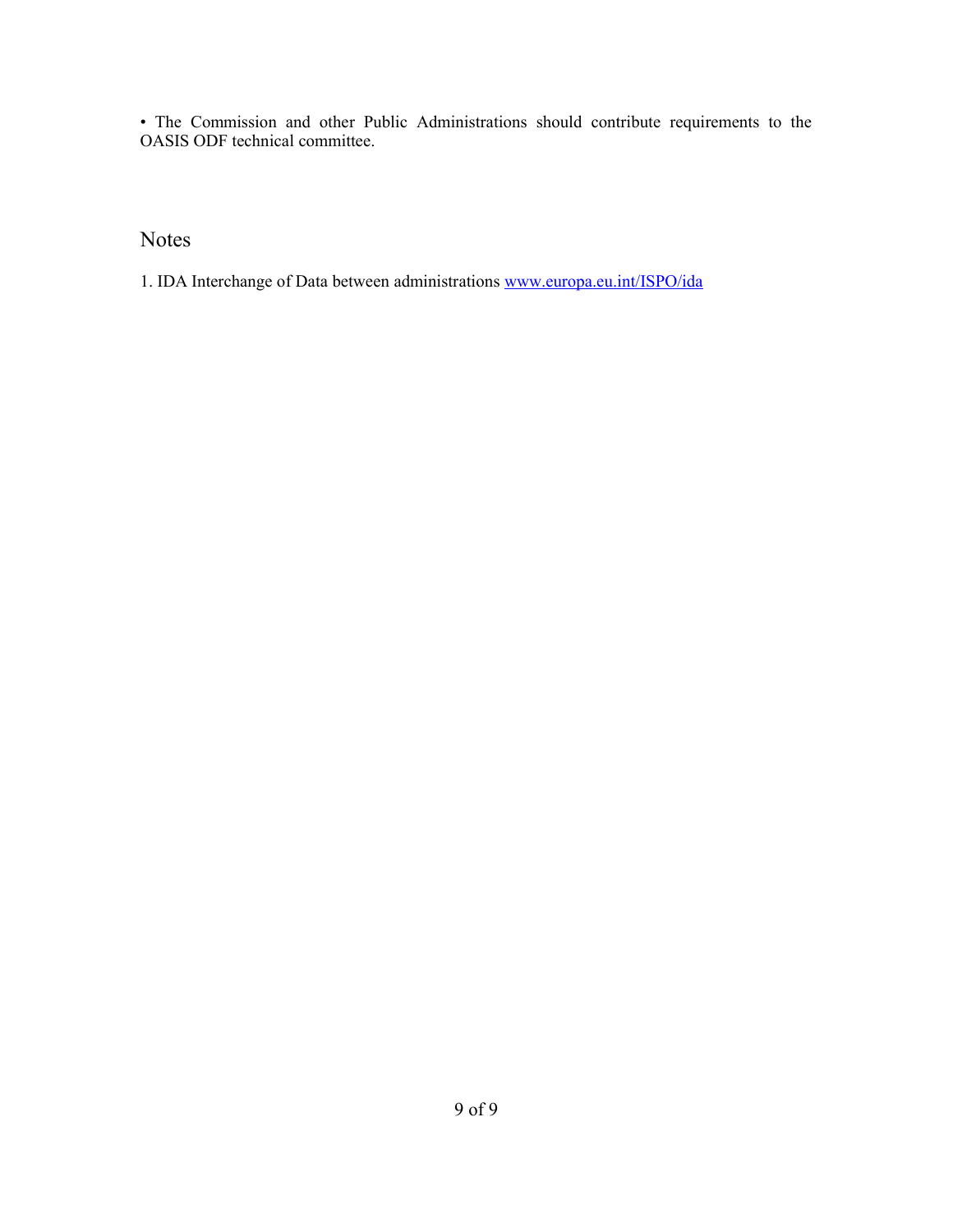• The Commission and other Public Administrations should contribute requirements to the OASIS ODF technical committee.

## Notes

1. IDA Interchange of Data between administrations [www.europa.eu.int/ISPO/ida](www.europa.eu.int/ISPO/ida)